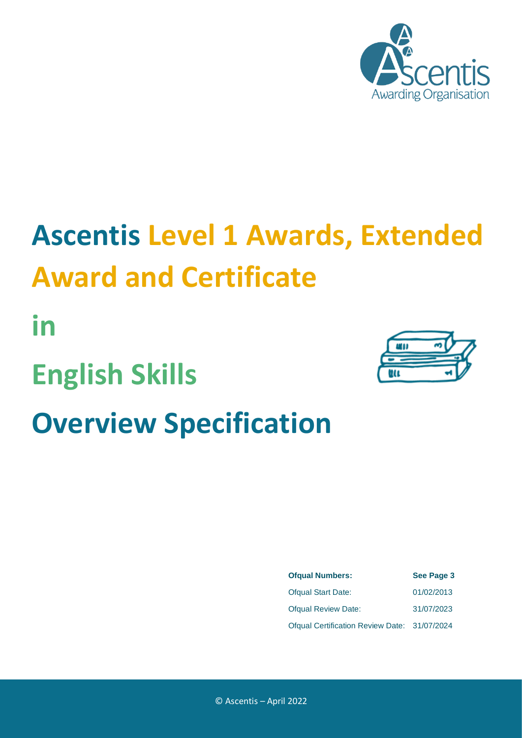# Ascentis Level 1 Awards, Extended Award and Certificate

# in

# English Skills

# Overview Specification

| **Ofqual Numbers:** | **See Page 3** |
| --- | --- |
| Ofqual Start Date: | 01/02/2013 |
| Ofqual Review Date: | 31/07/2023 |
| Ofqual Certification Review Date: | 31/07/2024 |

© Ascentis – April 2022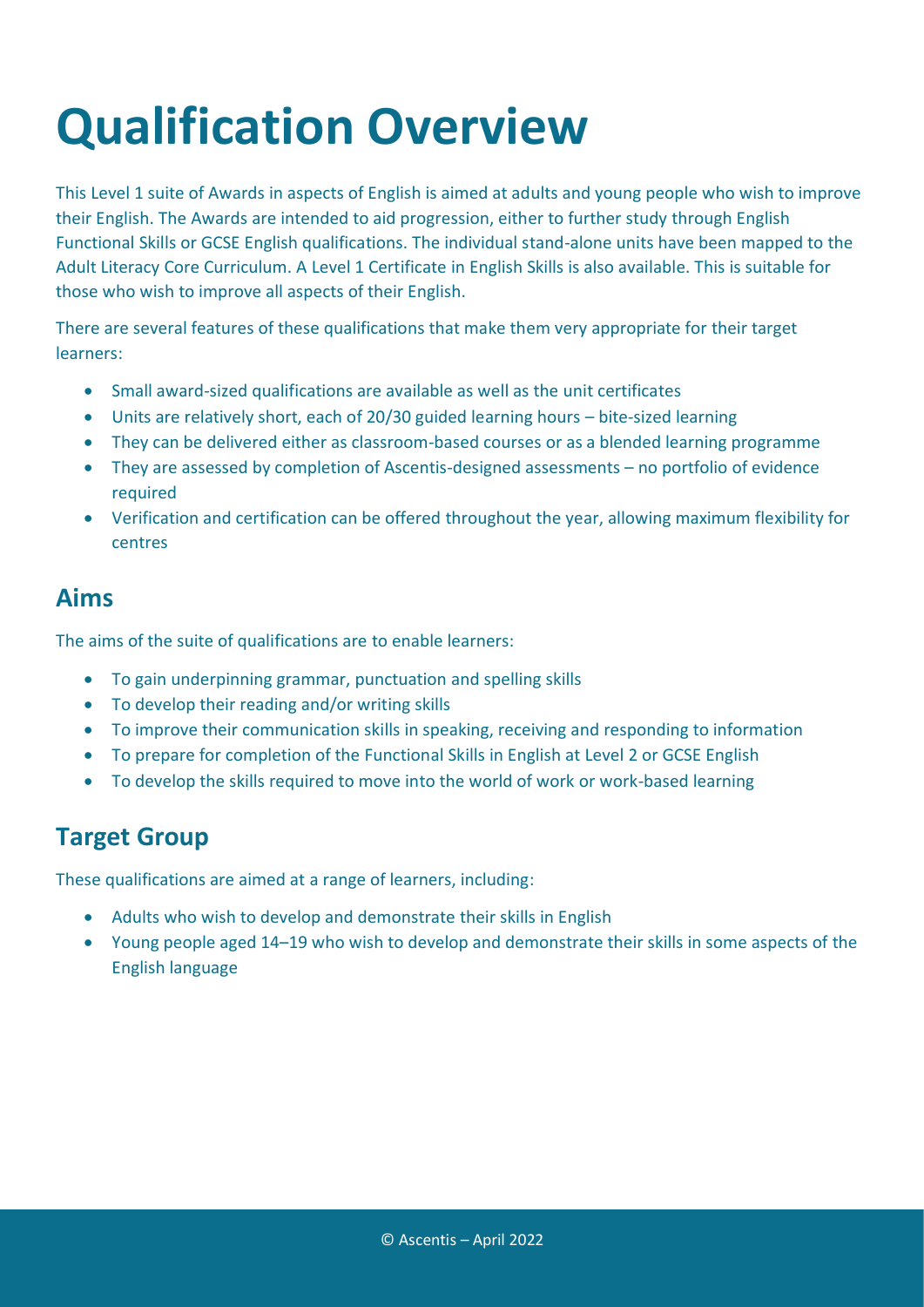# Qualification Overview

This Level 1 suite of Awards in aspects of English is aimed at adults and young people who wish to improve their English. The Awards are intended to aid progression, either to further study through English Functional Skills or GCSE English qualifications. The individual stand-alone units have been mapped to the Adult Literacy Core Curriculum. A Level 1 Certificate in English Skills is also available. This is suitable for those who wish to improve all aspects of their English.

There are several features of these qualifications that make them very appropriate for their target learners:

- Small award-sized qualifications are available as well as the unit certificates
- Units are relatively short, each of 20/30 guided learning hours – bite-sized learning
- They can be delivered either as classroom-based courses or as a blended learning programme
- They are assessed by completion of Ascentis-designed assessments – no portfolio of evidence required
- Verification and certification can be offered throughout the year, allowing maximum flexibility for centres

## Aims

The aims of the suite of qualifications are to enable learners:

- To gain underpinning grammar, punctuation and spelling skills
- To develop their reading and/or writing skills
- To improve their communication skills in speaking, receiving and responding to information
- To prepare for completion of the Functional Skills in English at Level 2 or GCSE English
- To develop the skills required to move into the world of work or work-based learning

## Target Group

These qualifications are aimed at a range of learners, including:

- Adults who wish to develop and demonstrate their skills in English
- Young people aged 14–19 who wish to develop and demonstrate their skills in some aspects of the English language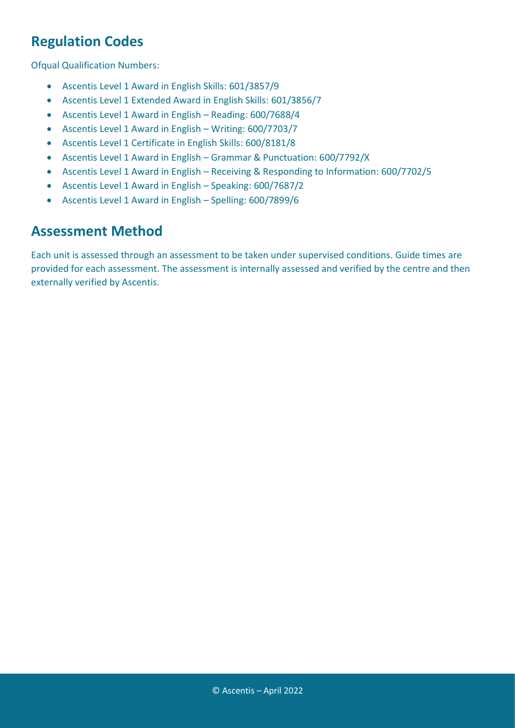## Regulation Codes

Ofqual Qualification Numbers:

- Ascentis Level 1 Award in English Skills: 601/3857/9
- Ascentis Level 1 Extended Award in English Skills: 601/3856/7
- Ascentis Level 1 Award in English – Reading: 600/7688/4
- Ascentis Level 1 Award in English – Writing: 600/7703/7
- Ascentis Level 1 Certificate in English Skills: 600/8181/8
- Ascentis Level 1 Award in English – Grammar & Punctuation: 600/7792/X
- Ascentis Level 1 Award in English – Receiving & Responding to Information: 600/7702/5
- Ascentis Level 1 Award in English – Speaking: 600/7687/2
- Ascentis Level 1 Award in English – Spelling: 600/7899/6

## Assessment Method

Each unit is assessed through an assessment to be taken under supervised conditions. Guide times are provided for each assessment. The assessment is internally assessed and verified by the centre and then externally verified by Ascentis.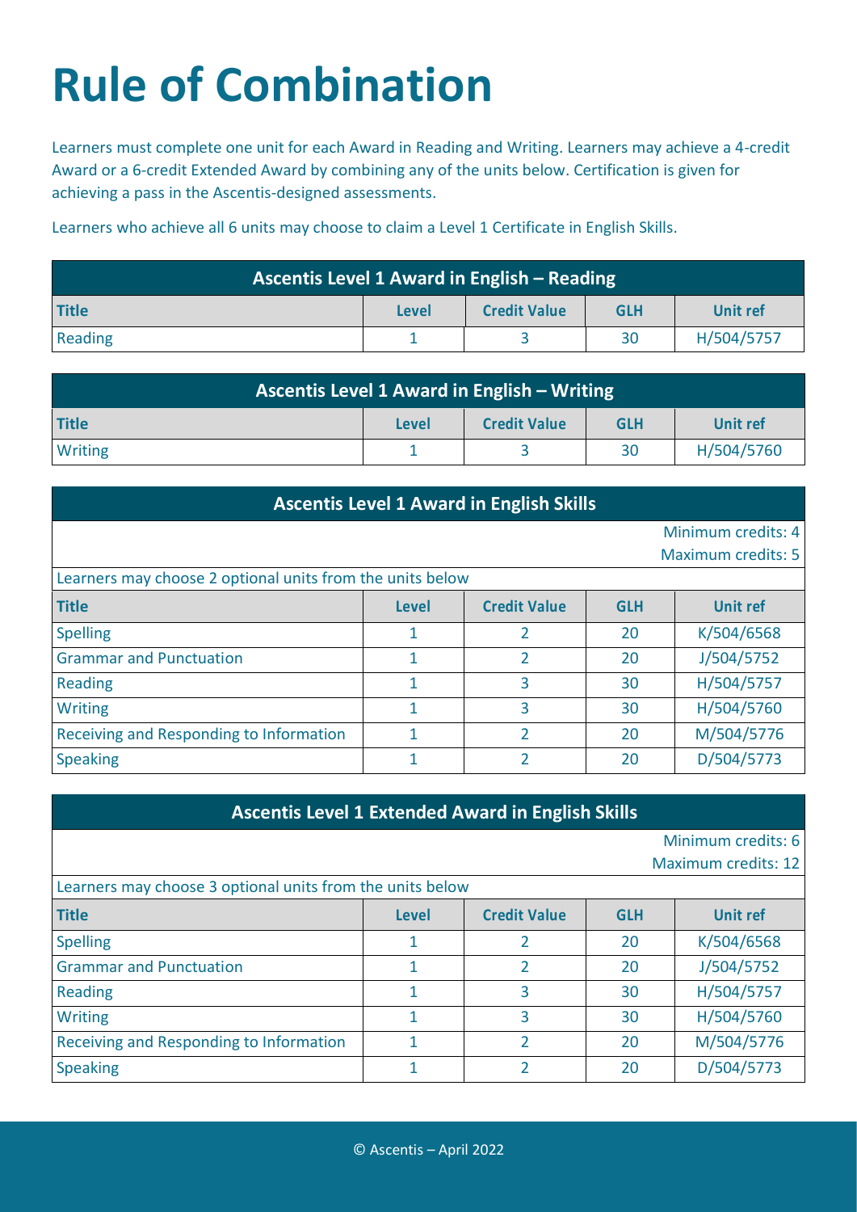# Rule of Combination

Learners must complete one unit for each Award in Reading and Writing. Learners may achieve a 4-credit Award or a 6-credit Extended Award by combining any of the units below. Certification is given for achieving a pass in the Ascentis-designed assessments.

Learners who achieve all 6 units may choose to claim a Level 1 Certificate in English Skills.

| Ascentis Level 1 Award in English – Reading | | | | |
|---|---|---|---|---|
| **Title** | **Level** | **Credit Value** | **GLH** | **Unit ref** |
| Reading | 1 | 3 | 30 | H/504/5757 |

| Ascentis Level 1 Award in English – Writing | | | | |
|---|---|---|---|---|
| **Title** | **Level** | **Credit Value** | **GLH** | **Unit ref** |
| Writing | 1 | 3 | 30 | H/504/5760 |

| Ascentis Level 1 Award in English Skills | | | | |
|---|---|---|---|---|
| | | | | Minimum credits: 4<br>Maximum credits: 5 |
| Learners may choose 2 optional units from the units below | | | | |
| **Title** | **Level** | **Credit Value** | **GLH** | **Unit ref** |
| Spelling | 1 | 2 | 20 | K/504/6568 |
| Grammar and Punctuation | 1 | 2 | 20 | J/504/5752 |
| Reading | 1 | 3 | 30 | H/504/5757 |
| Writing | 1 | 3 | 30 | H/504/5760 |
| Receiving and Responding to Information | 1 | 2 | 20 | M/504/5776 |
| Speaking | 1 | 2 | 20 | D/504/5773 |

| Ascentis Level 1 Extended Award in English Skills | | | | |
|---|---|---|---|---|
| | | | | Minimum credits: 6<br>Maximum credits: 12 |
| Learners may choose 3 optional units from the units below | | | | |
| **Title** | **Level** | **Credit Value** | **GLH** | **Unit ref** |
| Spelling | 1 | 2 | 20 | K/504/6568 |
| Grammar and Punctuation | 1 | 2 | 20 | J/504/5752 |
| Reading | 1 | 3 | 30 | H/504/5757 |
| Writing | 1 | 3 | 30 | H/504/5760 |
| Receiving and Responding to Information | 1 | 2 | 20 | M/504/5776 |
| Speaking | 1 | 2 | 20 | D/504/5773 |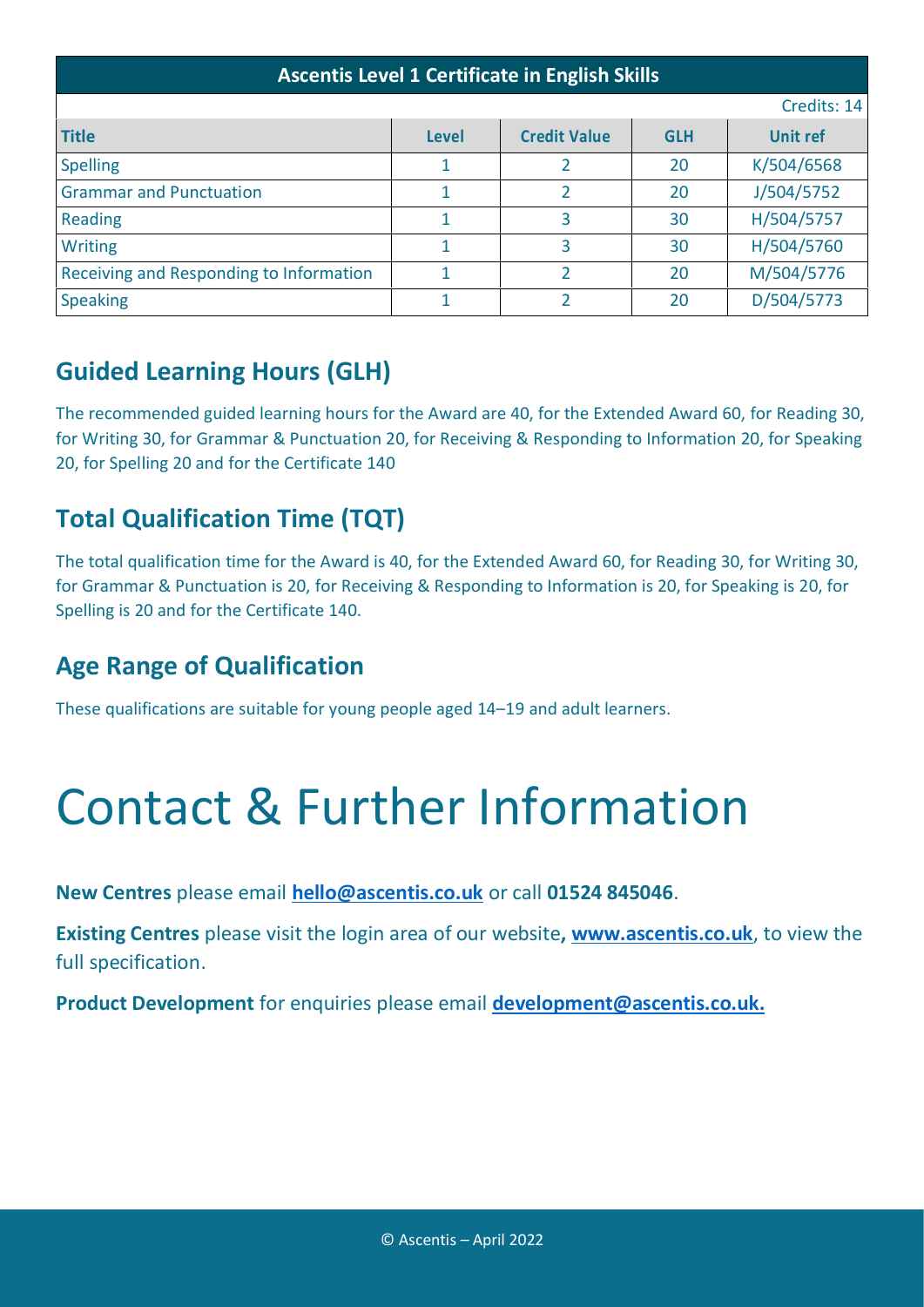| Ascentis Level 1 Certificate in English Skills | | | | |
|---|---|---|---|---|
| | | | | Credits: 14 |
| **Title** | **Level** | **Credit Value** | **GLH** | **Unit ref** |
| Spelling | 1 | 2 | 20 | K/504/6568 |
| Grammar and Punctuation | 1 | 2 | 20 | J/504/5752 |
| Reading | 1 | 3 | 30 | H/504/5757 |
| Writing | 1 | 3 | 30 | H/504/5760 |
| Receiving and Responding to Information | 1 | 2 | 20 | M/504/5776 |
| Speaking | 1 | 2 | 20 | D/504/5773 |

## Guided Learning Hours (GLH)

The recommended guided learning hours for the Award are 40, for the Extended Award 60, for Reading 30, for Writing 30, for Grammar & Punctuation 20, for Receiving & Responding to Information 20, for Speaking 20, for Spelling 20 and for the Certificate 140

## Total Qualification Time (TQT)

The total qualification time for the Award is 40, for the Extended Award 60, for Reading 30, for Writing 30, for Grammar & Punctuation is 20, for Receiving & Responding to Information is 20, for Speaking is 20, for Spelling is 20 and for the Certificate 140.

## Age Range of Qualification

These qualifications are suitable for young people aged 14–19 and adult learners.

# Contact & Further Information

**New Centres** please email **hello@ascentis.co.uk** or call **01524 845046**.

**Existing Centres** please visit the login area of our website**, www.ascentis.co.uk**, to view the full specification.

**Product Development** for enquiries please email **development@ascentis.co.uk.**

© Ascentis – April 2022